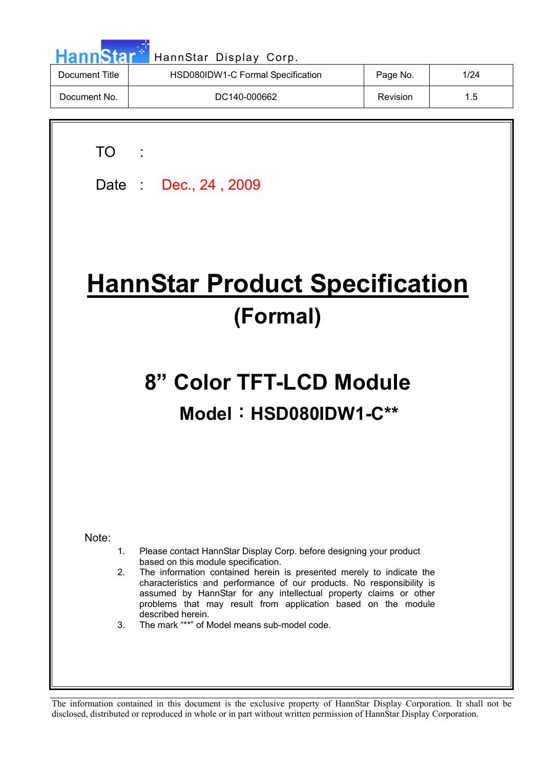HannStar Display Corp.

| Document Title | HSD080IDW1-C Formal Specification | Page No. | 1/24 |
| --- | --- | --- | --- |
| Document No. | DC140-000662 | Revision | 1.5 |

TO :

Date : Dec., 24 , 2009

# HannStar Product Specification

## (Formal)

## 8" Color TFT-LCD Module

### Model：HSD080IDW1-C**

Note:

1. Please contact HannStar Display Corp. before designing your product based on this module specification.
2. The information contained herein is presented merely to indicate the characteristics and performance of our products. No responsibility is assumed by HannStar for any intellectual property claims or other problems that may result from application based on the module described herein.
3. The mark "**" of Model means sub-model code.

The information contained in this document is the exclusive property of HannStar Display Corporation. It shall not be disclosed, distributed or reproduced in whole or in part without written permission of HannStar Display Corporation.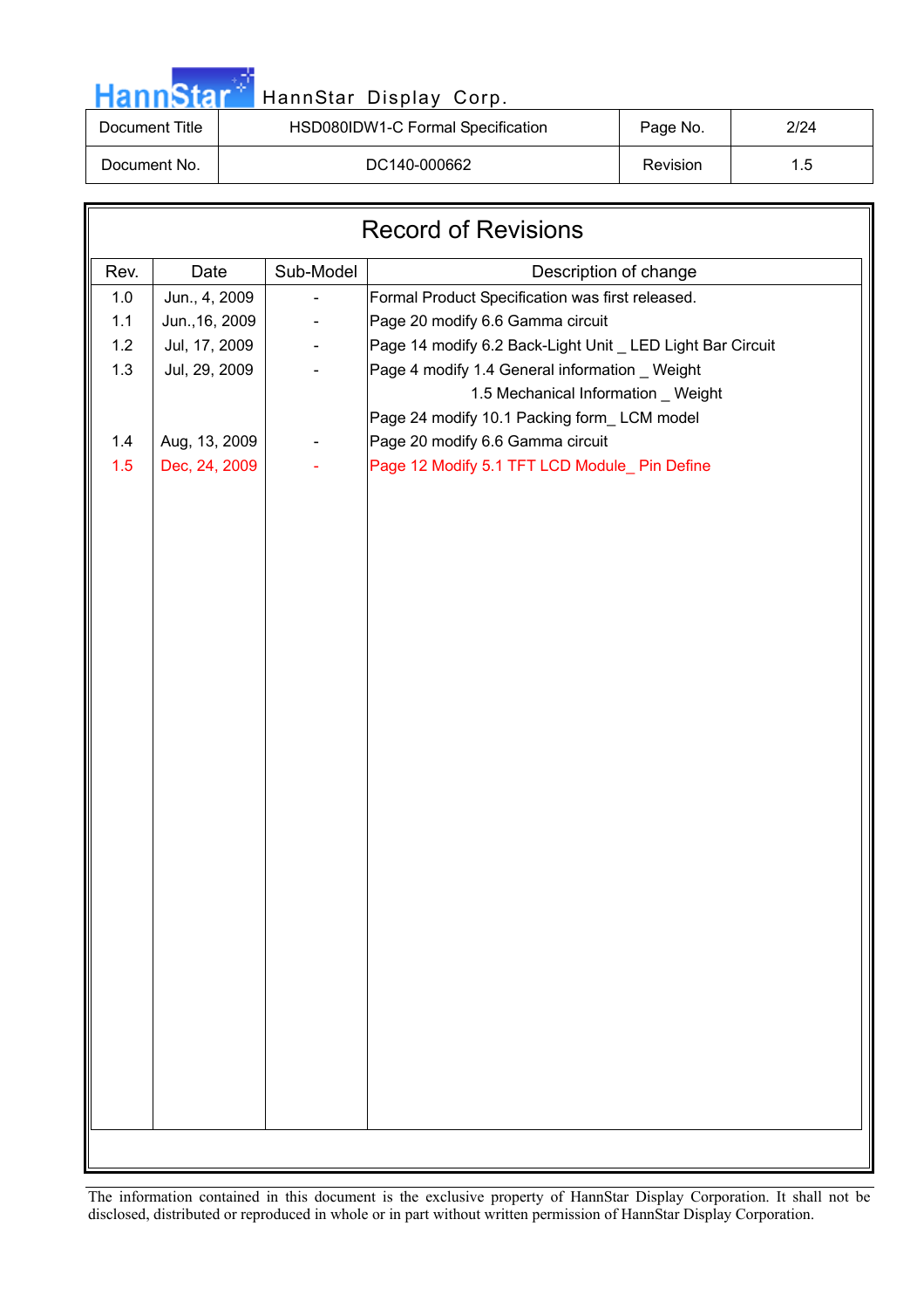# Record of Revisions

| Rev. | Date | Sub-Model | Description of change |
|---|---|---|---|
| 1.0 | Jun., 4, 2009 | - | Formal Product Specification was first released. |
| 1.1 | Jun.,16, 2009 | - | Page 20 modify 6.6 Gamma circuit |
| 1.2 | Jul, 17, 2009 | - | Page 14 modify 6.2 Back-Light Unit _ LED Light Bar Circuit |
| 1.3 | Jul, 29, 2009 | - | Page 4 modify 1.4 General information _ Weight<br>1.5 Mechanical Information _ Weight<br>Page 24 modify 10.1 Packing form_ LCM model |
| 1.4 | Aug, 13, 2009 | - | Page 20 modify 6.6 Gamma circuit |
| 1.5 | Dec, 24, 2009 | - | Page 12 Modify 5.1 TFT LCD Module_ Pin Define |

The information contained in this document is the exclusive property of HannStar Display Corporation. It shall not be disclosed, distributed or reproduced in whole or in part without written permission of HannStar Display Corporation.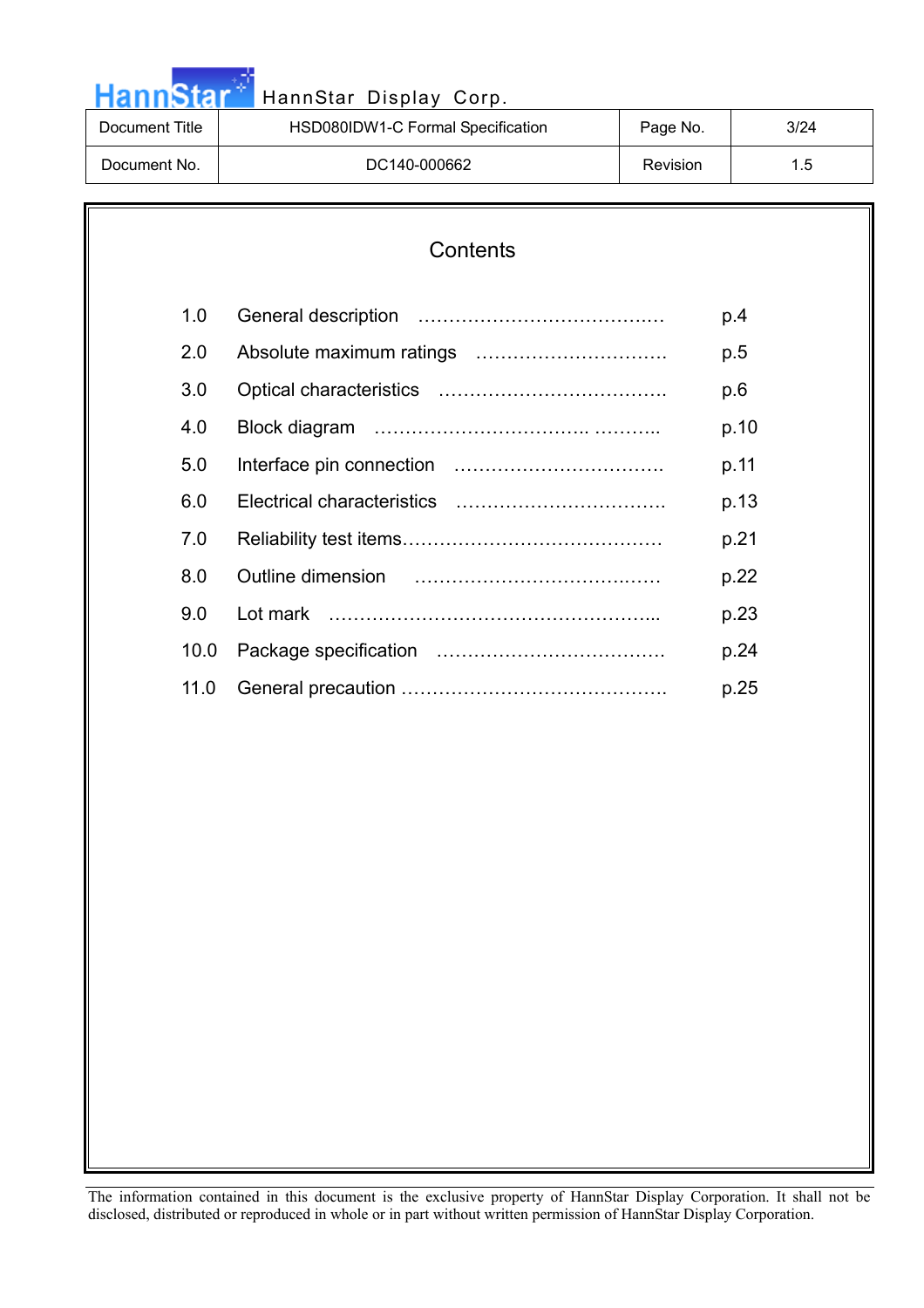# Contents

| | | |
|---|---|---|
| 1.0 | General description ……………………………….… | p.4 |
| 2.0 | Absolute maximum ratings …………………………. | p.5 |
| 3.0 | Optical characteristics ………………………………. | p.6 |
| 4.0 | Block diagram …………………………….. ……….. | p.10 |
| 5.0 | Interface pin connection ……………………………. | p.11 |
| 6.0 | Electrical characteristics ……………………………. | p.13 |
| 7.0 | Reliability test items…………………………………… | p.21 |
| 8.0 | Outline dimension …………………………….……. | p.22 |
| 9.0 | Lot mark ……………………………………………... | p.23 |
| 10.0 | Package specification ………………………………. | p.24 |
| 11.0 | General precaution ……………………………………. | p.25 |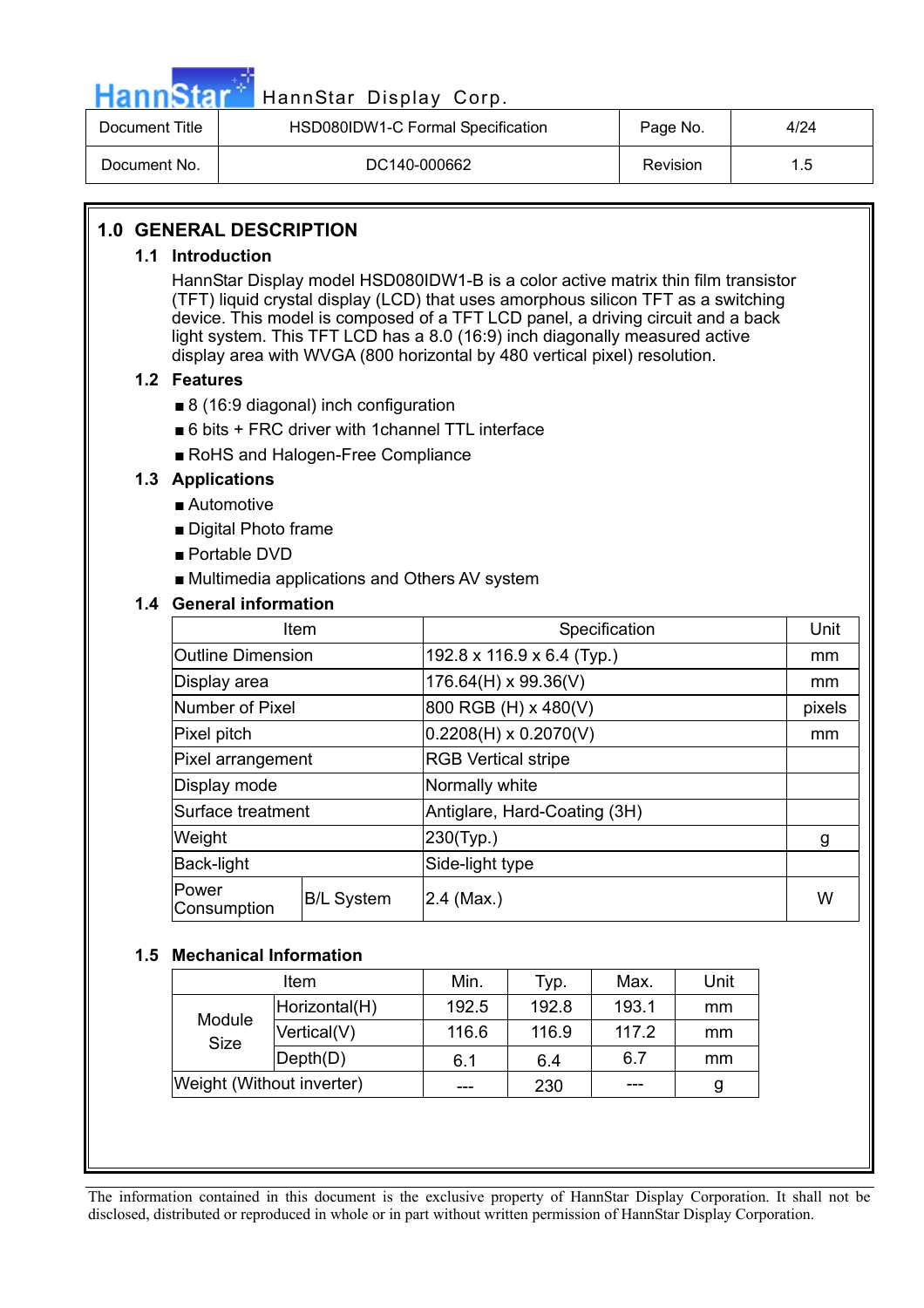## 1.0 GENERAL DESCRIPTION

### 1.1 Introduction

HannStar Display model HSD080IDW1-B is a color active matrix thin film transistor (TFT) liquid crystal display (LCD) that uses amorphous silicon TFT as a switching device. This model is composed of a TFT LCD panel, a driving circuit and a back light system. This TFT LCD has a 8.0 (16:9) inch diagonally measured active display area with WVGA (800 horizontal by 480 vertical pixel) resolution.

### 1.2 Features

- 8 (16:9 diagonal) inch configuration
- 6 bits + FRC driver with 1channel TTL interface
- RoHS and Halogen-Free Compliance

### 1.3 Applications

- Automotive
- Digital Photo frame
- Portable DVD
- Multimedia applications and Others AV system

### 1.4 General information

| Item | | Specification | Unit |
|---|---|---|---|
| Outline Dimension | | 192.8 x 116.9 x 6.4 (Typ.) | mm |
| Display area | | 176.64(H) x 99.36(V) | mm |
| Number of Pixel | | 800 RGB (H) x 480(V) | pixels |
| Pixel pitch | | 0.2208(H) x 0.2070(V) | mm |
| Pixel arrangement | | RGB Vertical stripe | |
| Display mode | | Normally white | |
| Surface treatment | | Antiglare, Hard-Coating (3H) | |
| Weight | | 230(Typ.) | g |
| Back-light | | Side-light type | |
| Power Consumption | B/L System | 2.4 (Max.) | W |

### 1.5 Mechanical Information

| Item | | Min. | Typ. | Max. | Unit |
|---|---|---|---|---|---|
| Module Size | Horizontal(H) | 192.5 | 192.8 | 193.1 | mm |
| | Vertical(V) | 116.6 | 116.9 | 117.2 | mm |
| | Depth(D) | 6.1 | 6.4 | 6.7 | mm |
| Weight (Without inverter) | | --- | 230 | --- | g |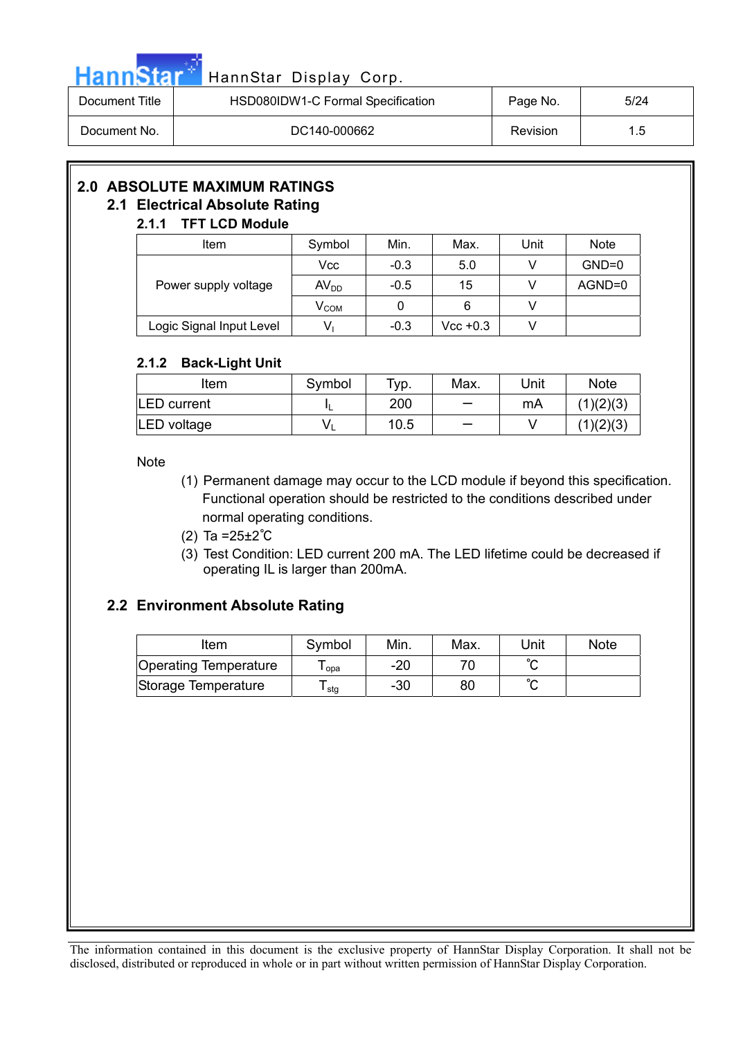## 2.0 ABSOLUTE MAXIMUM RATINGS

### 2.1 Electrical Absolute Rating

#### 2.1.1 TFT LCD Module

| Item | Symbol | Min. | Max. | Unit | Note |
|---|---|---|---|---|---|
| Power supply voltage | Vcc | -0.3 | 5.0 | V | GND=0 |
| | $AV_{DD}$ | -0.5 | 15 | V | AGND=0 |
| | $V_{COM}$ | 0 | 6 | V | |
| Logic Signal Input Level | $V_I$ | -0.3 | Vcc +0.3 | V | |

#### 2.1.2 Back-Light Unit

| Item | Symbol | Typ. | Max. | Unit | Note |
|---|---|---|---|---|---|
| LED current | $I_L$ | 200 | – | mA | (1)(2)(3) |
| LED voltage | $V_L$ | 10.5 | – | V | (1)(2)(3) |

Note

(1) Permanent damage may occur to the LCD module if beyond this specification. Functional operation should be restricted to the conditions described under normal operating conditions.

(2) Ta =25±2℃

(3) Test Condition: LED current 200 mA. The LED lifetime could be decreased if operating IL is larger than 200mA.

### 2.2 Environment Absolute Rating

| Item | Symbol | Min. | Max. | Unit | Note |
|---|---|---|---|---|---|
| Operating Temperature | $T_{opa}$ | -20 | 70 | ℃ | |
| Storage Temperature | $T_{stg}$ | -30 | 80 | ℃ | |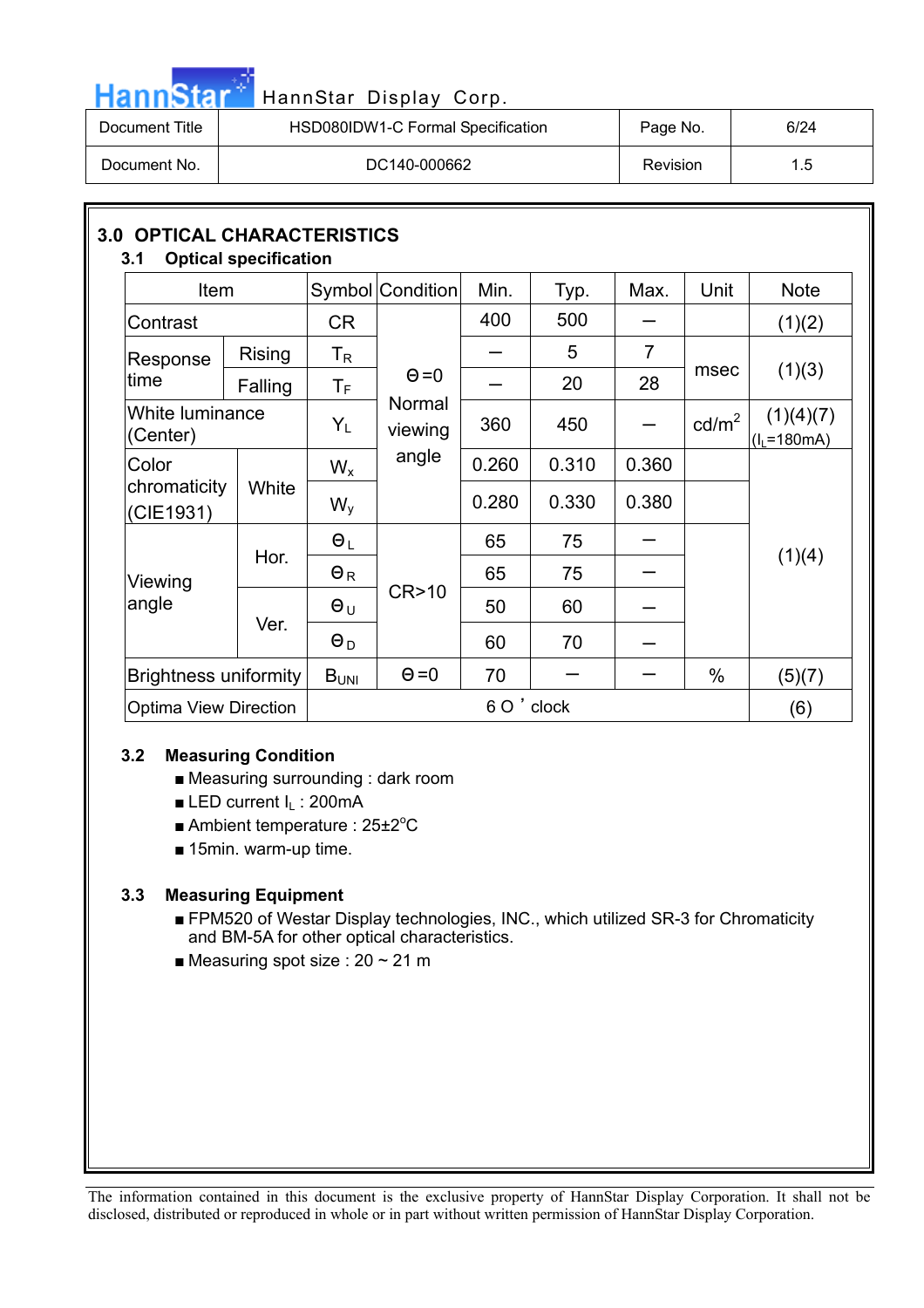## 3.0 OPTICAL CHARACTERISTICS

### 3.1 Optical specification

| Item | | Symbol | Condition | Min. | Typ. | Max. | Unit | Note |
|---|---|---|---|---|---|---|---|---|
| Contrast | | CR | Θ=0 Normal viewing angle | 400 | 500 | – | | (1)(2) |
| Response time | Rising | $T_R$ | | – | 5 | 7 | msec | (1)(3) |
| | Falling | $T_F$ | | – | 20 | 28 | | |
| White luminance (Center) | | $Y_L$ | | 360 | 450 | – | cd/m² | (1)(4)(7) ($I_L$=180mA) |
| Color chromaticity (CIE1931) | White | $W_x$ | | 0.260 | 0.310 | 0.360 | | (1)(4) |
| | | $W_y$ | | 0.280 | 0.330 | 0.380 | | |
| Viewing angle | Hor. | $\Theta_L$ | CR>10 | 65 | 75 | – | | |
| | | $\Theta_R$ | | 65 | 75 | – | | |
| | Ver. | $\Theta_U$ | | 50 | 60 | – | | |
| | | $\Theta_D$ | | 60 | 70 | – | | |
| Brightness uniformity | | $B_{UNI}$ | Θ=0 | 70 | – | – | % | (5)(7) |
| Optima View Direction | | 6 O' clock | | | | | | (6) |

### 3.2 Measuring Condition

- Measuring surrounding : dark room
- LED current $I_L$ : 200mA
- Ambient temperature : 25±2°C
- 15min. warm-up time.

### 3.3 Measuring Equipment

- FPM520 of Westar Display technologies, INC., which utilized SR-3 for Chromaticity and BM-5A for other optical characteristics.
- Measuring spot size : 20 ~ 21 m

The information contained in this document is the exclusive property of HannStar Display Corporation. It shall not be disclosed, distributed or reproduced in whole or in part without written permission of HannStar Display Corporation.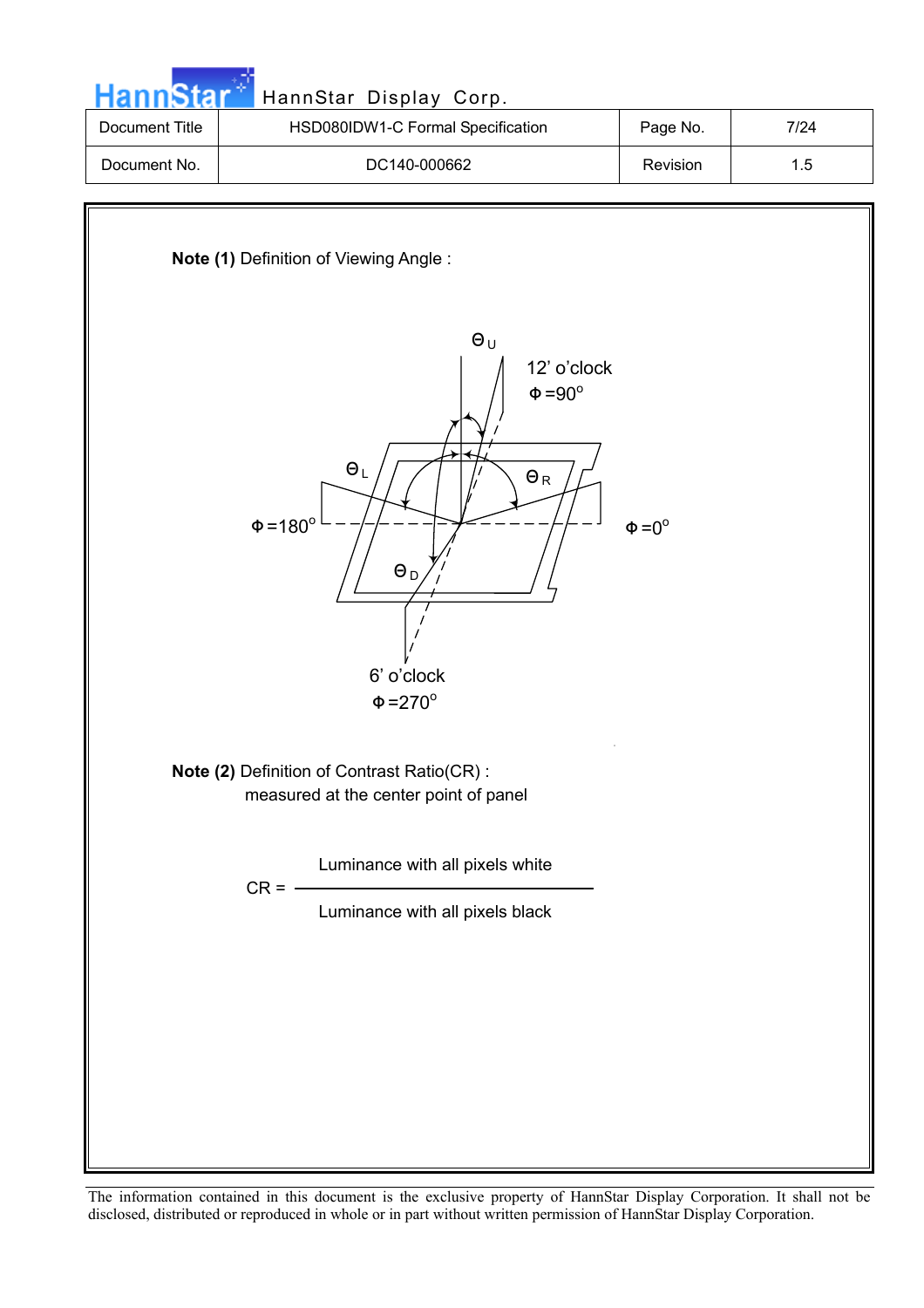**Note (1)** Definition of Viewing Angle :

θU

12' o'clock

Φ =90°

θL

θR

Φ =180°

Φ =0°

θD

6' o'clock

Φ =270°

**Note (2)** Definition of Contrast Ratio(CR) :

measured at the center point of panel

$$CR = \frac{\text{Luminance with all pixels white}}{\text{Luminance with all pixels black}}$$

The information contained in this document is the exclusive property of HannStar Display Corporation. It shall not be disclosed, distributed or reproduced in whole or in part without written permission of HannStar Display Corporation.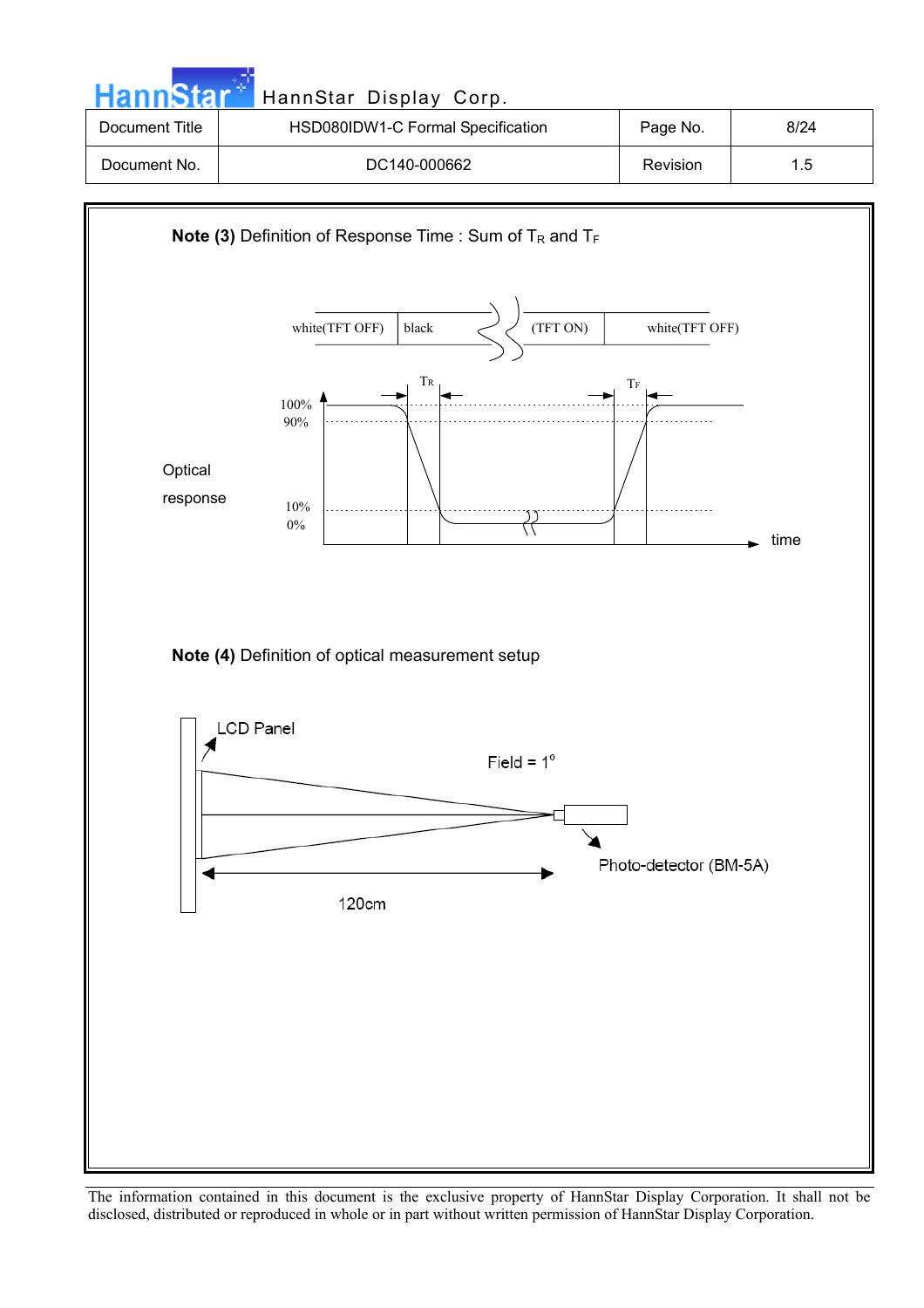**Note (3)** Definition of Response Time : Sum of $T_R$ and $T_F$

white(TFT OFF) | black | (TFT ON) | white(TFT OFF)

$T_R$ $T_F$

100%
90%

Optical response

10%
0%

time

**Note (4)** Definition of optical measurement setup

LCD Panel

Field = 1°

Photo-detector (BM-5A)

120cm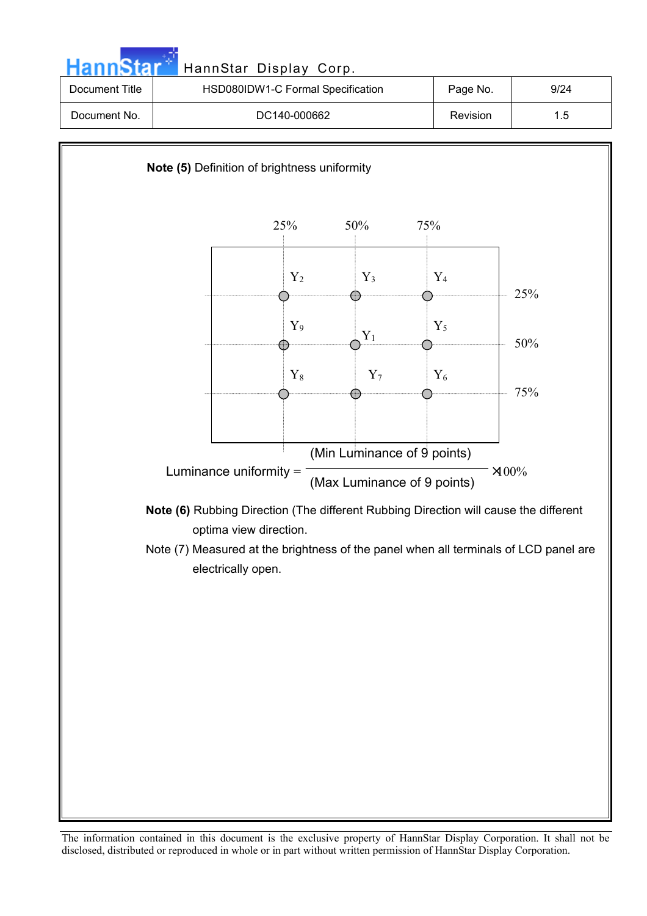**Note (5)** Definition of brightness uniformity

$$\text{Luminance uniformity} = \frac{\text{(Min Luminance of 9 points)}}{\text{(Max Luminance of 9 points)}} \times 100\%$$

**Note (6)** Rubbing Direction (The different Rubbing Direction will cause the different optima view direction.

Note (7) Measured at the brightness of the panel when all terminals of LCD panel are electrically open.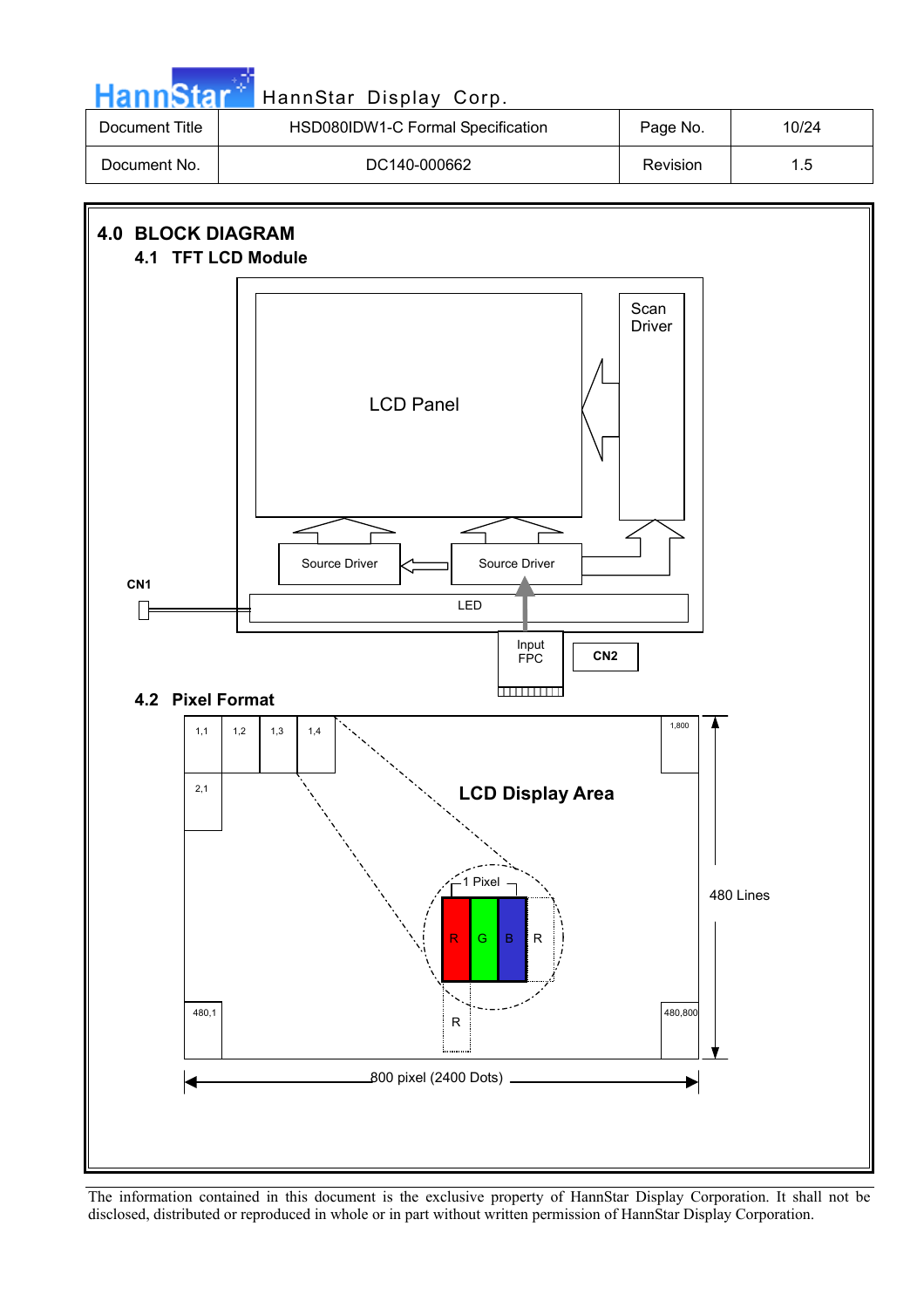## 4.0 BLOCK DIAGRAM

### 4.1 TFT LCD Module

LCD Panel

Scan Driver

Source Driver

Source Driver

CN1

LED

Input FPC

CN2

### 4.2 Pixel Format

1,1 | 1,2 | 1,3 | 1,4 | 1,800

2,1

LCD Display Area

1 Pixel

R G B R

R

480,1 | 480,800

480 Lines

800 pixel (2400 Dots)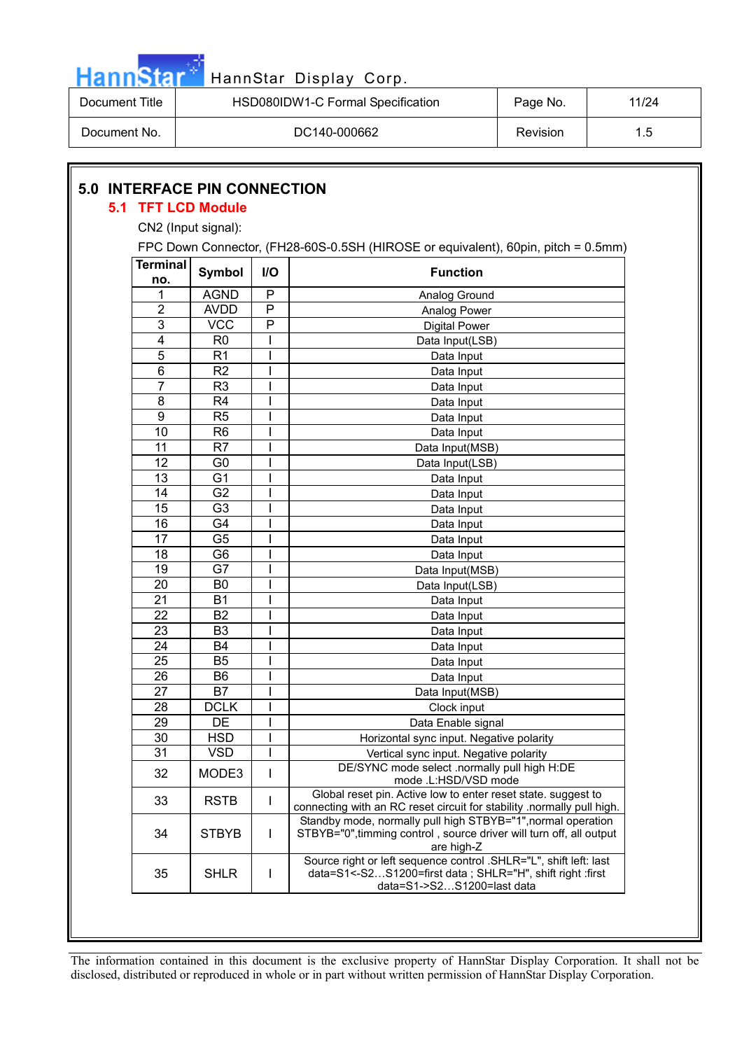## 5.0 INTERFACE PIN CONNECTION

### 5.1 TFT LCD Module

CN2 (Input signal):

FPC Down Connector, (FH28-60S-0.5SH (HIROSE or equivalent), 60pin, pitch = 0.5mm)

| Terminal no. | Symbol | I/O | Function |
|---|---|---|---|
| 1 | AGND | P | Analog Ground |
| 2 | AVDD | P | Analog Power |
| 3 | VCC | P | Digital Power |
| 4 | R0 | I | Data Input(LSB) |
| 5 | R1 | I | Data Input |
| 6 | R2 | I | Data Input |
| 7 | R3 | I | Data Input |
| 8 | R4 | I | Data Input |
| 9 | R5 | I | Data Input |
| 10 | R6 | I | Data Input |
| 11 | R7 | I | Data Input(MSB) |
| 12 | G0 | I | Data Input(LSB) |
| 13 | G1 | I | Data Input |
| 14 | G2 | I | Data Input |
| 15 | G3 | I | Data Input |
| 16 | G4 | I | Data Input |
| 17 | G5 | I | Data Input |
| 18 | G6 | I | Data Input |
| 19 | G7 | I | Data Input(MSB) |
| 20 | B0 | I | Data Input(LSB) |
| 21 | B1 | I | Data Input |
| 22 | B2 | I | Data Input |
| 23 | B3 | I | Data Input |
| 24 | B4 | I | Data Input |
| 25 | B5 | I | Data Input |
| 26 | B6 | I | Data Input |
| 27 | B7 | I | Data Input(MSB) |
| 28 | DCLK | I | Clock input |
| 29 | DE | I | Data Enable signal |
| 30 | HSD | I | Horizontal sync input. Negative polarity |
| 31 | VSD | I | Vertical sync input. Negative polarity |
| 32 | MODE3 | I | DE/SYNC mode select .normally pull high H:DE mode .L:HSD/VSD mode |
| 33 | RSTB | I | Global reset pin. Active low to enter reset state. suggest to connecting with an RC reset circuit for stability .normally pull high. |
| 34 | STBYB | I | Standby mode, normally pull high STBYB="1",normal operation STBYB="0",timming control , source driver will turn off, all output are high-Z |
| 35 | SHLR | I | Source right or left sequence control .SHLR="L", shift left: last data=S1<-S2…S1200=first data ; SHLR="H", shift right :first data=S1->S2…S1200=last data |

The information contained in this document is the exclusive property of HannStar Display Corporation. It shall not be disclosed, distributed or reproduced in whole or in part without written permission of HannStar Display Corporation.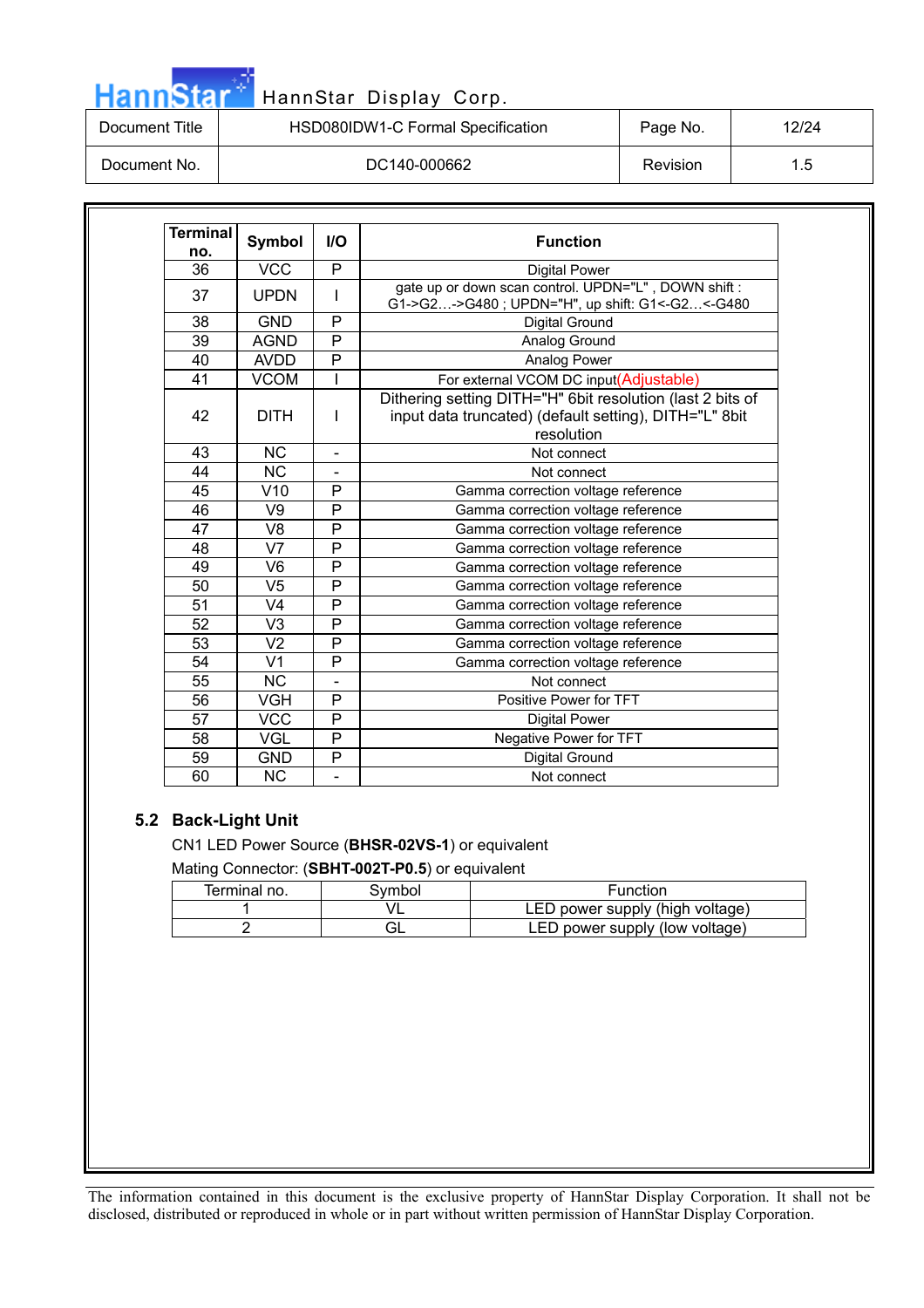| Terminal no. | Symbol | I/O | Function |
|---|---|---|---|
| 36 | VCC | P | Digital Power |
| 37 | UPDN | I | gate up or down scan control. UPDN="L" , DOWN shift : G1->G2…->G480 ; UPDN="H", up shift: G1<-G2…<-G480 |
| 38 | GND | P | Digital Ground |
| 39 | AGND | P | Analog Ground |
| 40 | AVDD | P | Analog Power |
| 41 | VCOM | I | For external VCOM DC input(Adjustable) |
| 42 | DITH | I | Dithering setting DITH="H" 6bit resolution (last 2 bits of input data truncated) (default setting), DITH="L" 8bit resolution |
| 43 | NC | - | Not connect |
| 44 | NC | - | Not connect |
| 45 | V10 | P | Gamma correction voltage reference |
| 46 | V9 | P | Gamma correction voltage reference |
| 47 | V8 | P | Gamma correction voltage reference |
| 48 | V7 | P | Gamma correction voltage reference |
| 49 | V6 | P | Gamma correction voltage reference |
| 50 | V5 | P | Gamma correction voltage reference |
| 51 | V4 | P | Gamma correction voltage reference |
| 52 | V3 | P | Gamma correction voltage reference |
| 53 | V2 | P | Gamma correction voltage reference |
| 54 | V1 | P | Gamma correction voltage reference |
| 55 | NC | - | Not connect |
| 56 | VGH | P | Positive Power for TFT |
| 57 | VCC | P | Digital Power |
| 58 | VGL | P | Negative Power for TFT |
| 59 | GND | P | Digital Ground |
| 60 | NC | - | Not connect |

## 5.2 Back-Light Unit

CN1 LED Power Source (**BHSR-02VS-1**) or equivalent

Mating Connector: (**SBHT-002T-P0.5**) or equivalent

| Terminal no. | Symbol | Function |
|---|---|---|
| 1 | VL | LED power supply (high voltage) |
| 2 | GL | LED power supply (low voltage) |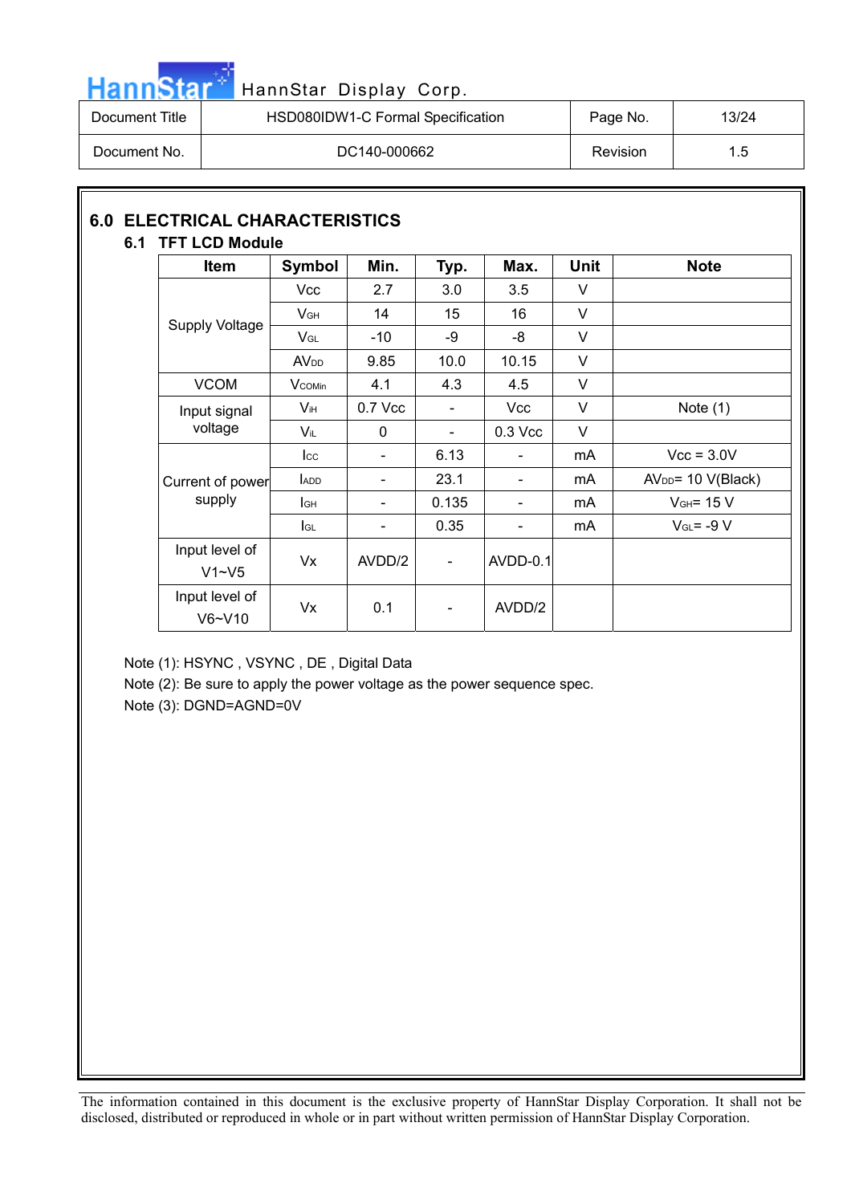## 6.0 ELECTRICAL CHARACTERISTICS

### 6.1 TFT LCD Module

| Item | Symbol | Min. | Typ. | Max. | Unit | Note |
|---|---|---|---|---|---|---|
| Supply Voltage | Vcc | 2.7 | 3.0 | 3.5 | V | |
| | $V_{GH}$ | 14 | 15 | 16 | V | |
| | $V_{GL}$ | -10 | -9 | -8 | V | |
| | $AV_{DD}$ | 9.85 | 10.0 | 10.15 | V | |
| VCOM | $V_{COMin}$ | 4.1 | 4.3 | 4.5 | V | |
| Input signal voltage | $V_{IH}$ | 0.7 Vcc | - | Vcc | V | Note (1) |
| | $V_{IL}$ | 0 | - | 0.3 Vcc | V | |
| Current of power supply | $I_{CC}$ | - | 6.13 | - | mA | Vcc = 3.0V |
| | $I_{ADD}$ | - | 23.1 | - | mA | $AV_{DD}$= 10 V(Black) |
| | $I_{GH}$ | - | 0.135 | - | mA | $V_{GH}$= 15 V |
| | $I_{GL}$ | - | 0.35 | - | mA | $V_{GL}$= -9 V |
| Input level of V1~V5 | Vx | AVDD/2 | - | AVDD-0.1 | | |
| Input level of V6~V10 | Vx | 0.1 | - | AVDD/2 | | |

Note (1): HSYNC , VSYNC , DE , Digital Data

Note (2): Be sure to apply the power voltage as the power sequence spec.

Note (3): DGND=AGND=0V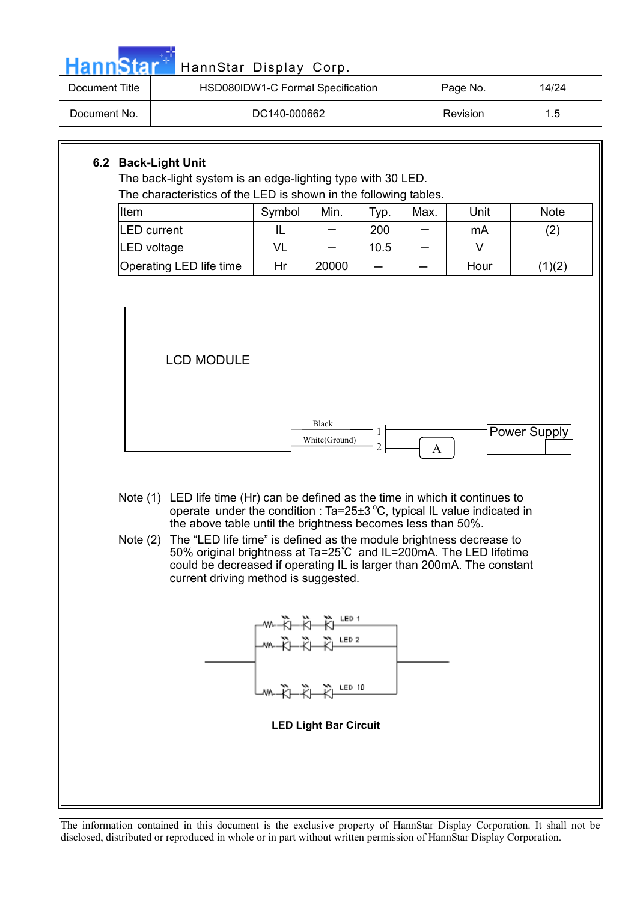### 6.2 Back-Light Unit

The back-light system is an edge-lighting type with 30 LED.

The characteristics of the LED is shown in the following tables.

| Item | Symbol | Min. | Typ. | Max. | Unit | Note |
|---|---|---|---|---|---|---|
| LED current | IL | – | 200 | – | mA | (2) |
| LED voltage | VL | – | 10.5 | – | V | |
| Operating LED life time | Hr | 20000 | – | – | Hour | (1)(2) |

LCD MODULE

Black

White(Ground)

1

2

A

Power Supply

Note (1) LED life time (Hr) can be defined as the time in which it continues to operate under the condition : Ta=25±3 °C, typical IL value indicated in the above table until the brightness becomes less than 50%.

Note (2) The "LED life time" is defined as the module brightness decrease to 50% original brightness at Ta=25℃ and IL=200mA. The LED lifetime could be decreased if operating IL is larger than 200mA. The constant current driving method is suggested.

LED 1

LED 2

LED 10

**LED Light Bar Circuit**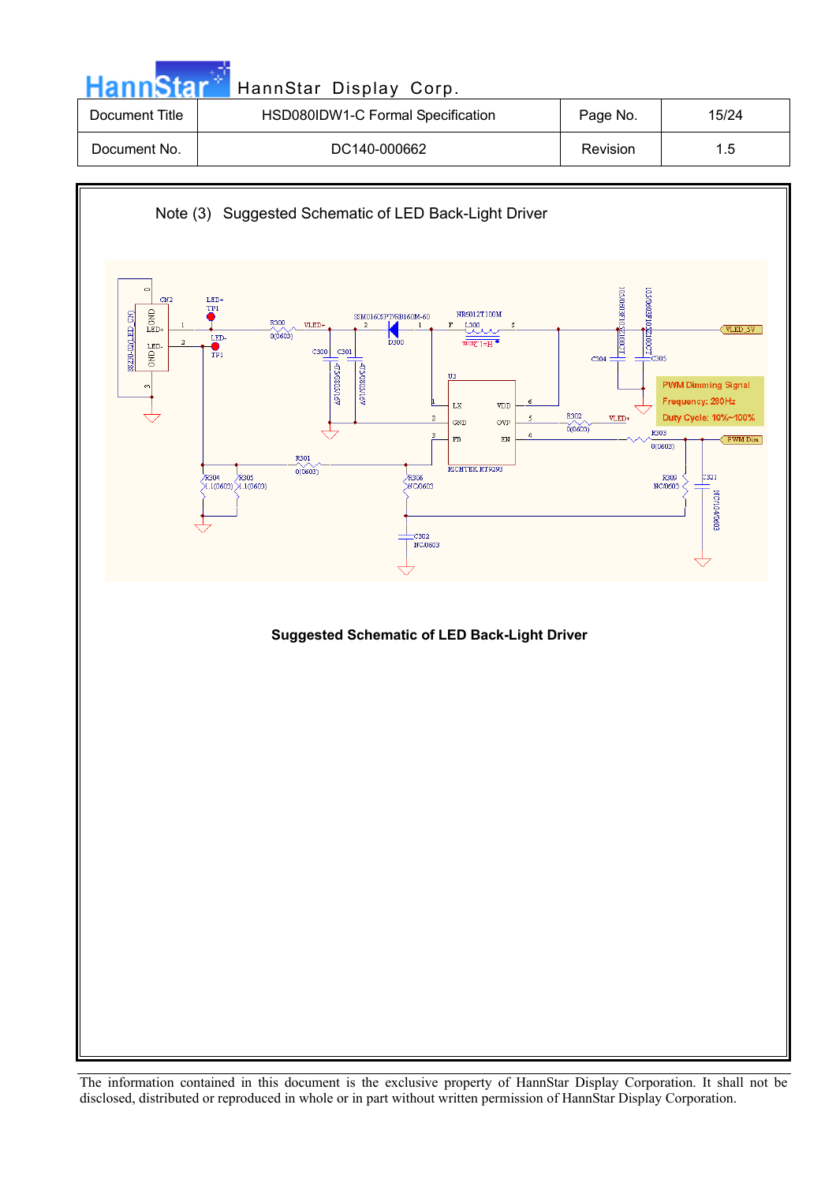Note (3) Suggested Schematic of LED Back-Light Driver

**Suggested Schematic of LED Back-Light Driver**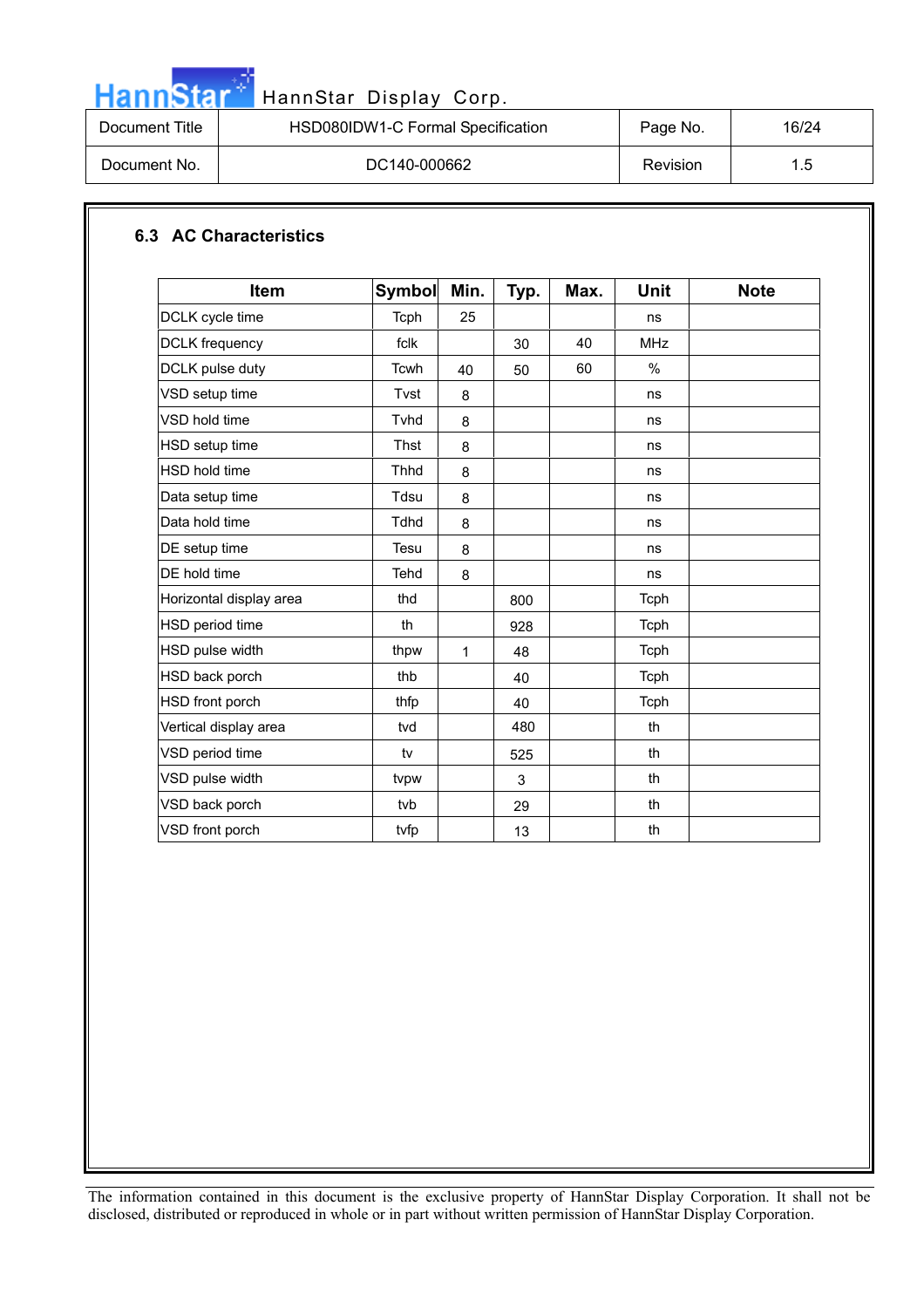## 6.3 AC Characteristics

| Item | Symbol | Min. | Typ. | Max. | Unit | Note |
|---|---|---|---|---|---|---|
| DCLK cycle time | Tcph | 25 | | | ns | |
| DCLK frequency | fclk | | 30 | 40 | MHz | |
| DCLK pulse duty | Tcwh | 40 | 50 | 60 | % | |
| VSD setup time | Tvst | 8 | | | ns | |
| VSD hold time | Tvhd | 8 | | | ns | |
| HSD setup time | Thst | 8 | | | ns | |
| HSD hold time | Thhd | 8 | | | ns | |
| Data setup time | Tdsu | 8 | | | ns | |
| Data hold time | Tdhd | 8 | | | ns | |
| DE setup time | Tesu | 8 | | | ns | |
| DE hold time | Tehd | 8 | | | ns | |
| Horizontal display area | thd | | 800 | | Tcph | |
| HSD period time | th | | 928 | | Tcph | |
| HSD pulse width | thpw | 1 | 48 | | Tcph | |
| HSD back porch | thb | | 40 | | Tcph | |
| HSD front porch | thfp | | 40 | | Tcph | |
| Vertical display area | tvd | | 480 | | th | |
| VSD period time | tv | | 525 | | th | |
| VSD pulse width | tvpw | | 3 | | th | |
| VSD back porch | tvb | | 29 | | th | |
| VSD front porch | tvfp | | 13 | | th | |

The information contained in this document is the exclusive property of HannStar Display Corporation. It shall not be disclosed, distributed or reproduced in whole or in part without written permission of HannStar Display Corporation.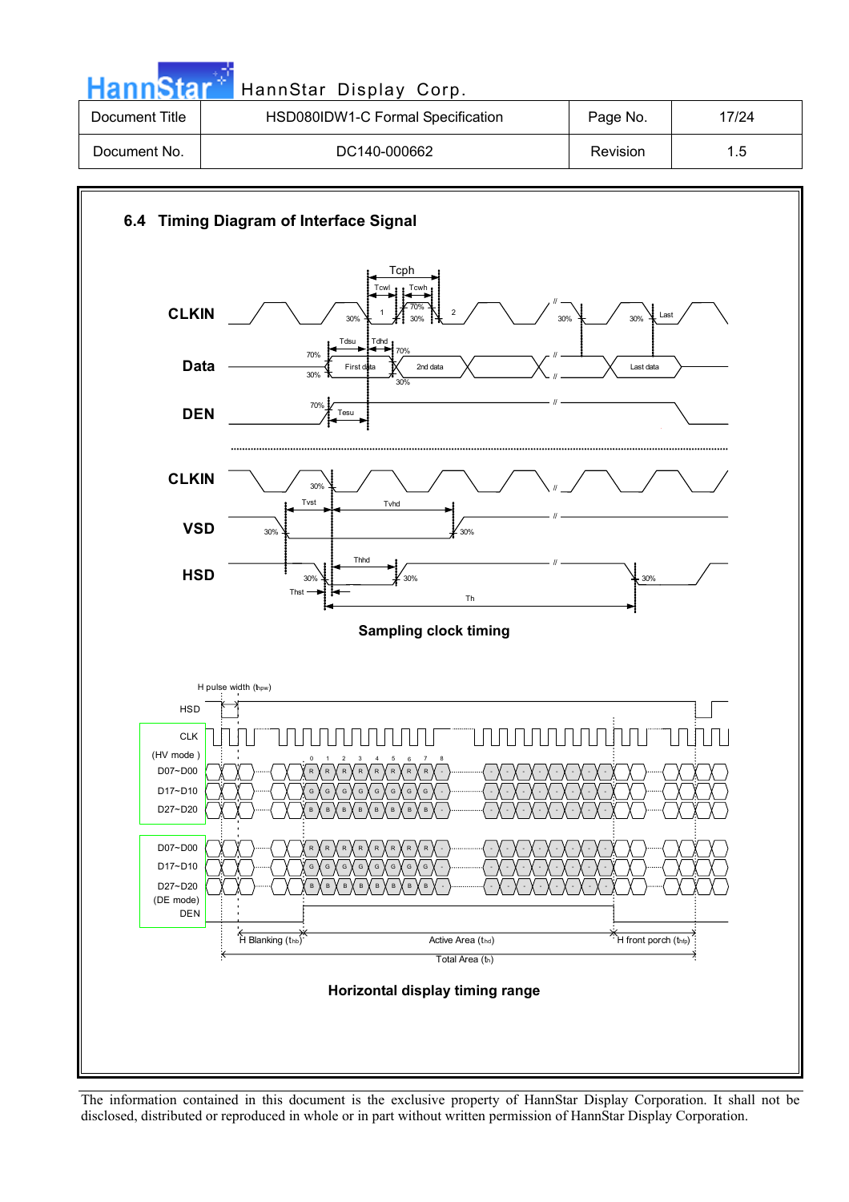## 6.4 Timing Diagram of Interface Signal

Sampling clock timing

Horizontal display timing range

The information contained in this document is the exclusive property of HannStar Display Corporation. It shall not be disclosed, distributed or reproduced in whole or in part without written permission of HannStar Display Corporation.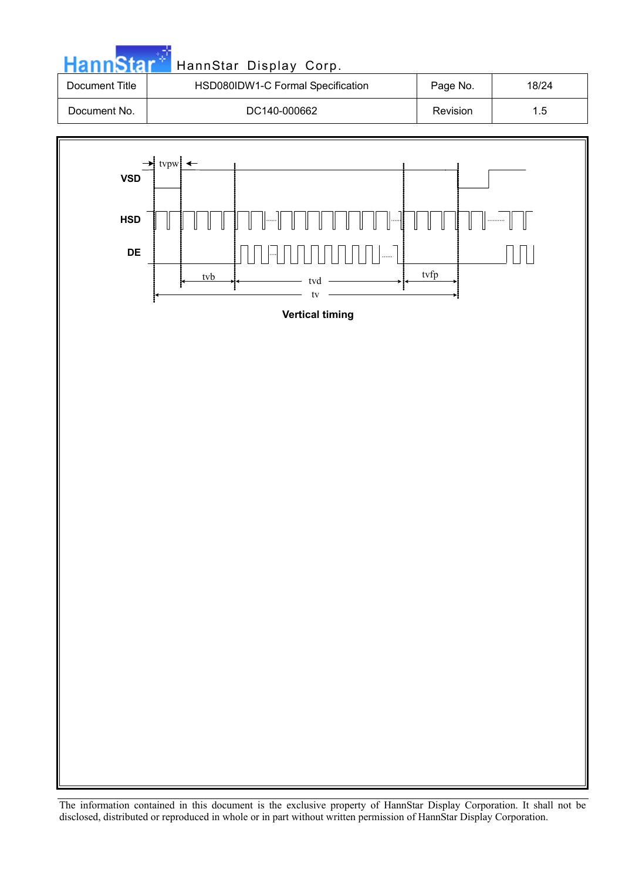VSD

HSD

DE

tvpw

tvb

tvd

tvfp

tv

**Vertical timing**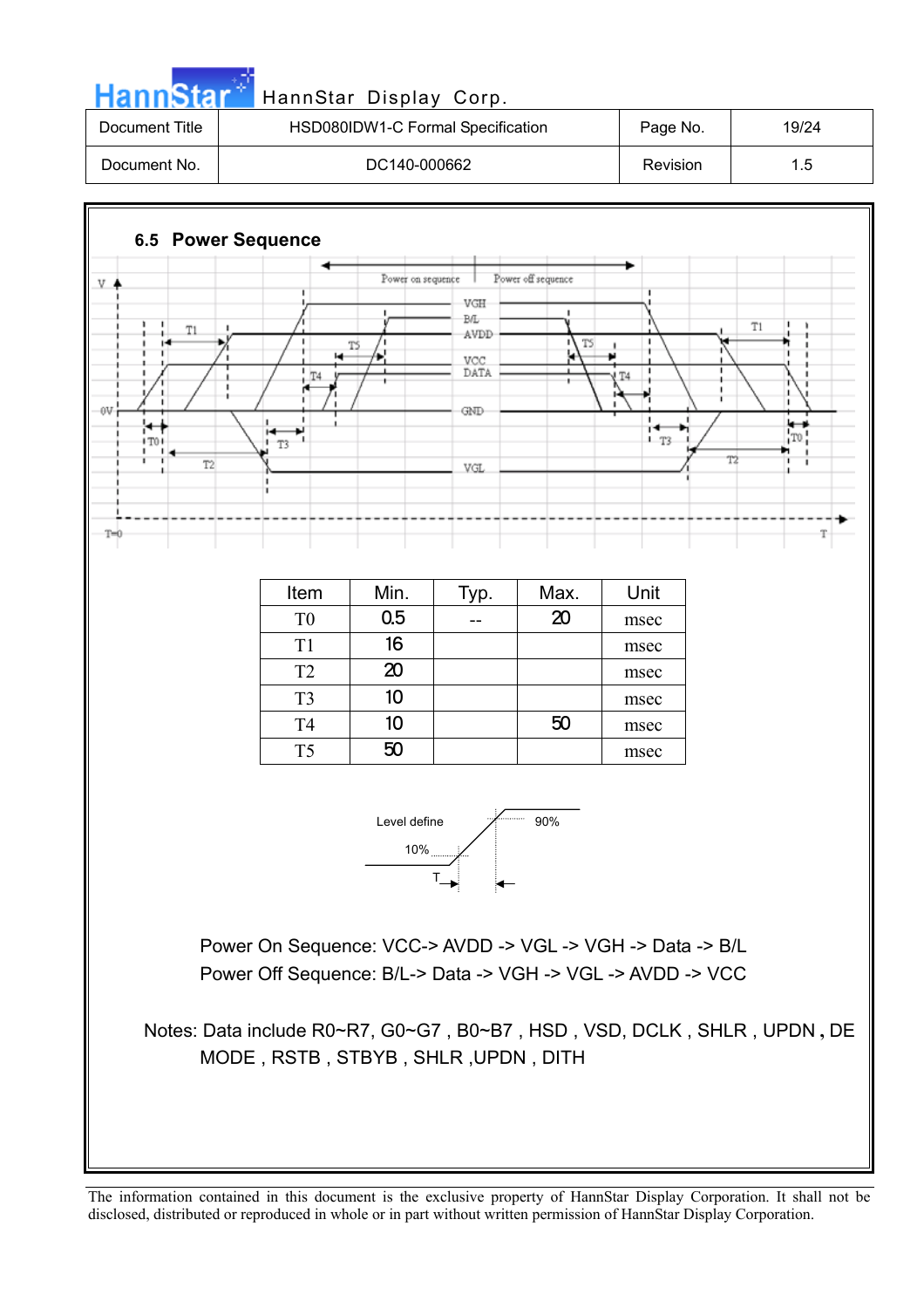## 6.5 Power Sequence

| Item | Min. | Typ. | Max. | Unit |
|---|---|---|---|---|
| T0 | 0.5 | -- | 20 | msec |
| T1 | 16 | | | msec |
| T2 | 20 | | | msec |
| T3 | 10 | | | msec |
| T4 | 10 | | 50 | msec |
| T5 | 50 | | | msec |

Power On Sequence: VCC-> AVDD -> VGL -> VGH -> Data -> B/L

Power Off Sequence: B/L-> Data -> VGH -> VGL -> AVDD -> VCC

Notes: Data include R0~R7, G0~G7 , B0~B7 , HSD , VSD, DCLK , SHLR , UPDN , DE MODE , RSTB , STBYB , SHLR ,UPDN , DITH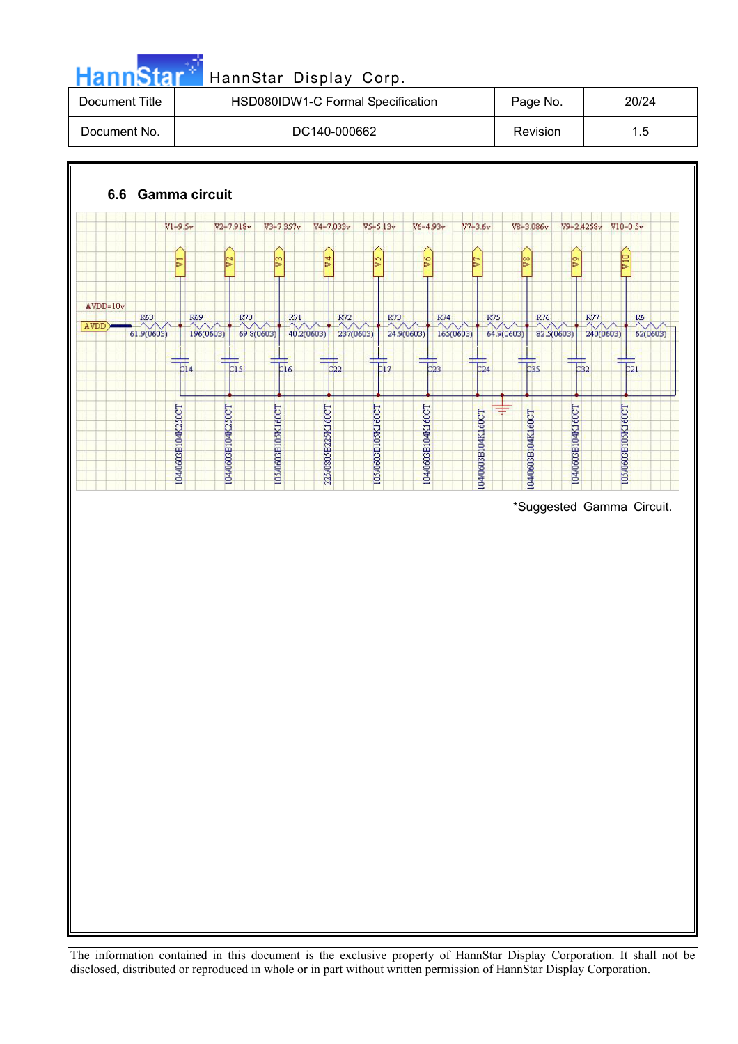### 6.6 Gamma circuit

V1=9.5v V2=7.918v V3=7.357v V4=7.033v V5=5.13v V6=4.93v V7=3.6v V8=3.086v V9=2.4258v V10=0.5v

AVDD=10v

R63 61.9(0603), R69 196(0603), R70 69.8(0603), R71 40.2(0603), R72 237(0603), R73 24.9(0603), R74 165(0603), R75 64.9(0603), R76 82.5(0603), R77 240(0603), R6 62(0603)

C14 104/0603B104K250CT, C15 104/0603B104K250CT, C16 105/0603B105K160CT, C22 225/0805B225K160CT, C17 105/0603B105K160CT, C23 104/0603B104K160CT, C24 104/0603B104K160CT, C35 104/0603B104K160CT, C32 104/0603B104K160CT, C21 105/0603B105K160CT

*Suggested Gamma Circuit.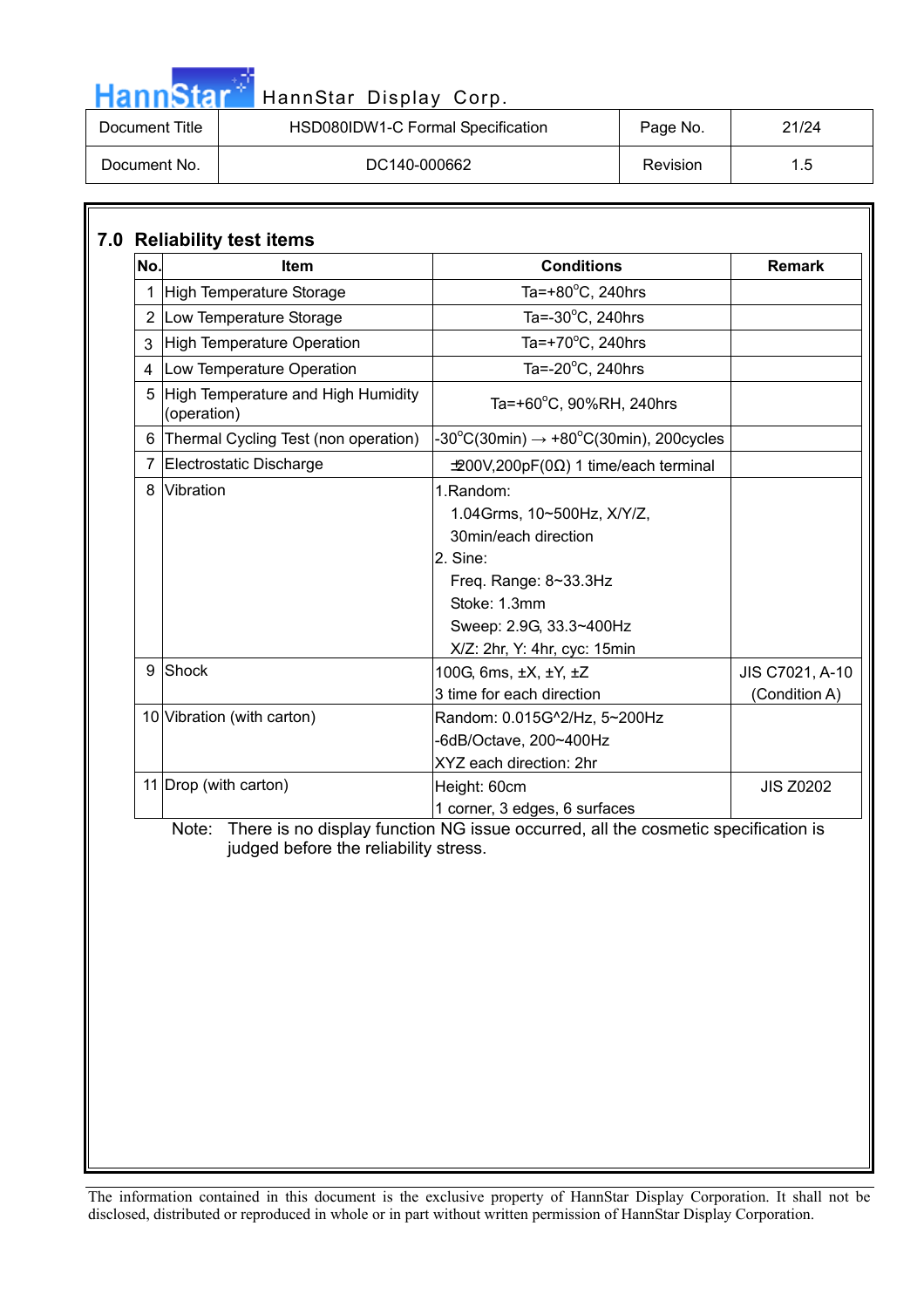## 7.0 Reliability test items

| No. | Item | Conditions | Remark |
|---|---|---|---|
| 1 | High Temperature Storage | Ta=+80°C, 240hrs | |
| 2 | Low Temperature Storage | Ta=-30°C, 240hrs | |
| 3 | High Temperature Operation | Ta=+70°C, 240hrs | |
| 4 | Low Temperature Operation | Ta=-20°C, 240hrs | |
| 5 | High Temperature and High Humidity (operation) | Ta=+60°C, 90%RH, 240hrs | |
| 6 | Thermal Cycling Test (non operation) | -30°C(30min) → +80°C(30min), 200cycles | |
| 7 | Electrostatic Discharge | ±200V,200pF(0Ω) 1 time/each terminal | |
| 8 | Vibration | 1.Random:<br>1.04Grms, 10~500Hz, X/Y/Z,<br>30min/each direction<br>2. Sine:<br>Freq. Range: 8~33.3Hz<br>Stoke: 1.3mm<br>Sweep: 2.9G, 33.3~400Hz<br>X/Z: 2hr, Y: 4hr, cyc: 15min | |
| 9 | Shock | 100G, 6ms, ±X, ±Y, ±Z<br>3 time for each direction | JIS C7021, A-10<br>(Condition A) |
| 10 | Vibration (with carton) | Random: 0.015G^2/Hz, 5~200Hz<br>-6dB/Octave, 200~400Hz<br>XYZ each direction: 2hr | |
| 11 | Drop (with carton) | Height: 60cm<br>1 corner, 3 edges, 6 surfaces | JIS Z0202 |

Note: There is no display function NG issue occurred, all the cosmetic specification is judged before the reliability stress.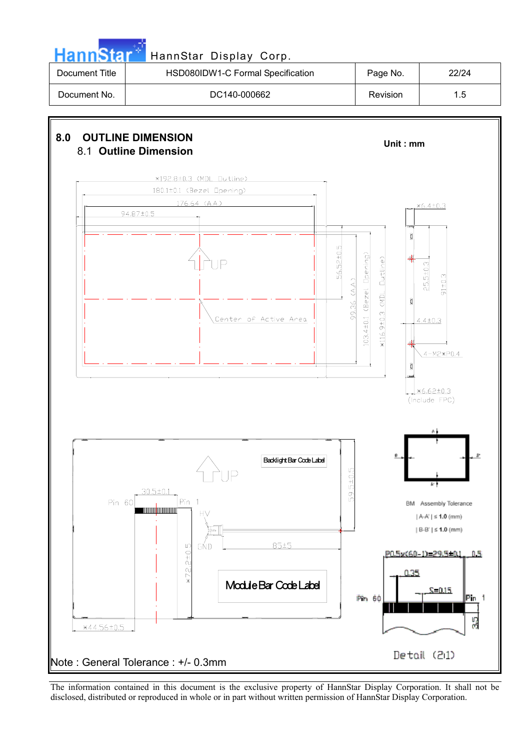| Document Title | HSD080IDW1-C Formal Specification | Page No. | 22/24 |
|---|---|---|---|
| Document No. | DC140-000662 | Revision | 1.5 |

# 8.0 OUTLINE DIMENSION

## 8.1 Outline Dimension

Unit : mm

*192.8±0.3 (MDL Outline)

180.1±0.1 (Bezel Opening)

176.64 (AA)

94.87±0.5

56.52±0.5

99.36 (AA)

103.4±0.1 (Bezel Opening)

*116.9±0.3 (MDL Outline)

UP

Center of Active Area

*6.4±0.3

25.5±0.3

91±0.3

4.4±0.3

4-M2*P0.4

*6.62±0.3 (Include FPC)

Backlight Bar Code Label

UP

59.5±0.5

30.5±0.1

Pin 60

Pin 1

HV

GND

85±5

*72.2±0.5

Module Bar Code Label

*44.56±0.5

BM Assembly Tolerance

| A-A' | ≤ 1.0 (mm)

| B-B' | ≤ 1.0 (mm)

P0.5x(60-1)=29.5±0.1

0.5

0.35

S=0.15

Pin 60

Pin 1

3.5

Detail (2:1)

Note : General Tolerance : +/- 0.3mm

The information contained in this document is the exclusive property of HannStar Display Corporation. It shall not be disclosed, distributed or reproduced in whole or in part without written permission of HannStar Display Corporation.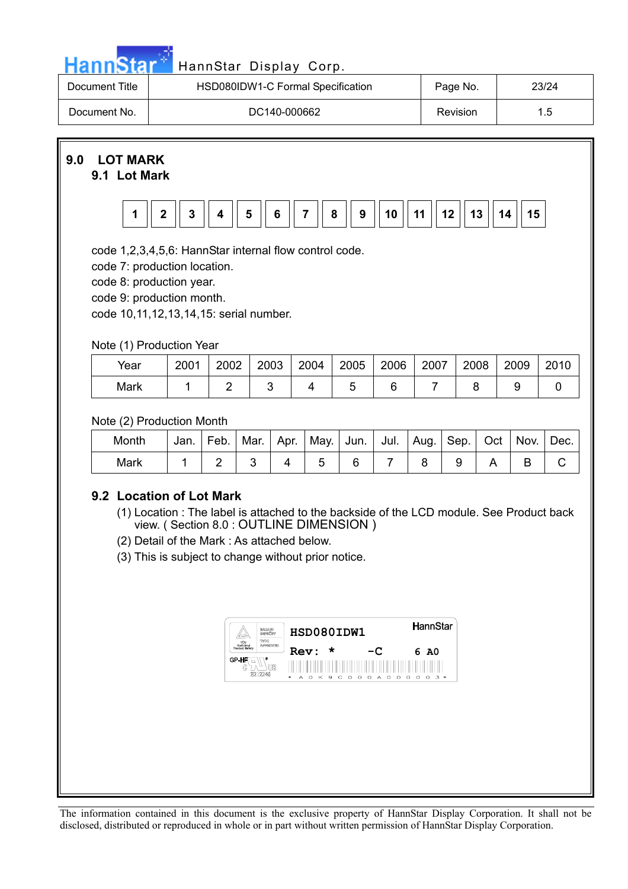# 9.0 LOT MARK

## 9.1 Lot Mark

| 1 | 2 | 3 | 4 | 5 | 6 | 7 | 8 | 9 | 10 | 11 | 12 | 13 | 14 | 15 |
|---|---|---|---|---|---|---|---|---|---|---|---|---|---|---|

code 1,2,3,4,5,6: HannStar internal flow control code.
code 7: production location.
code 8: production year.
code 9: production month.
code 10,11,12,13,14,15: serial number.

Note (1) Production Year

| Year | 2001 | 2002 | 2003 | 2004 | 2005 | 2006 | 2007 | 2008 | 2009 | 2010 |
|---|---|---|---|---|---|---|---|---|---|---|
| Mark | 1 | 2 | 3 | 4 | 5 | 6 | 7 | 8 | 9 | 0 |

Note (2) Production Month

| Month | Jan. | Feb. | Mar. | Apr. | May. | Jun. | Jul. | Aug. | Sep. | Oct | Nov. | Dec. |
|---|---|---|---|---|---|---|---|---|---|---|---|---|
| Mark | 1 | 2 | 3 | 4 | 5 | 6 | 7 | 8 | 9 | A | B | C |

## 9.2 Location of Lot Mark

(1) Location : The label is attached to the backside of the LCD module. See Product back view. ( Section 8.0 : OUTLINE DIMENSION )
(2) Detail of the Mark : As attached below.
(3) This is subject to change without prior notice.

HannStar
HSD080IDW1
Rev: * -C 6 A0
GP-HF
E212246
* A 0 K 9 C 0 0 0 A 0 0 0 0 0 3 *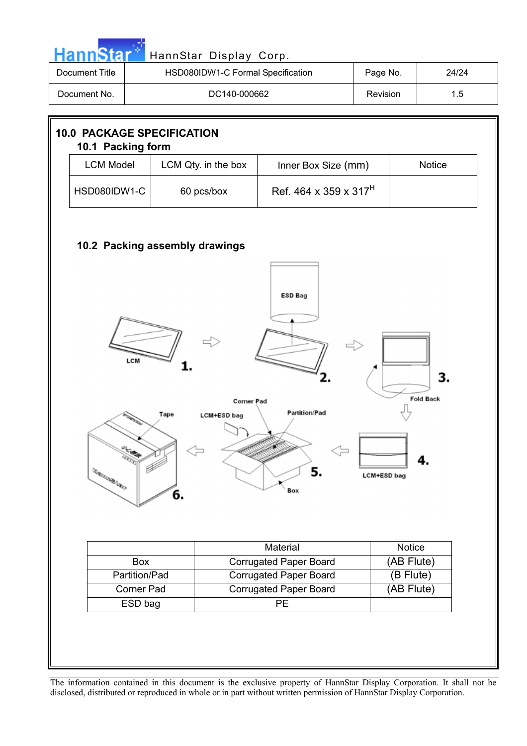## 10.0 PACKAGE SPECIFICATION

### 10.1 Packing form

| LCM Model | LCM Qty. in the box | Inner Box Size (mm) | Notice |
|---|---|---|---|
| HSD080IDW1-C | 60 pcs/box | Ref. 464 x 359 x 317$^{H}$ | |

### 10.2 Packing assembly drawings

|  | Material | Notice |
|---|---|---|
| Box | Corrugated Paper Board | (AB Flute) |
| Partition/Pad | Corrugated Paper Board | (B Flute) |
| Corner Pad | Corrugated Paper Board | (AB Flute) |
| ESD bag | PE | |

The information contained in this document is the exclusive property of HannStar Display Corporation. It shall not be disclosed, distributed or reproduced in whole or in part without written permission of HannStar Display Corporation.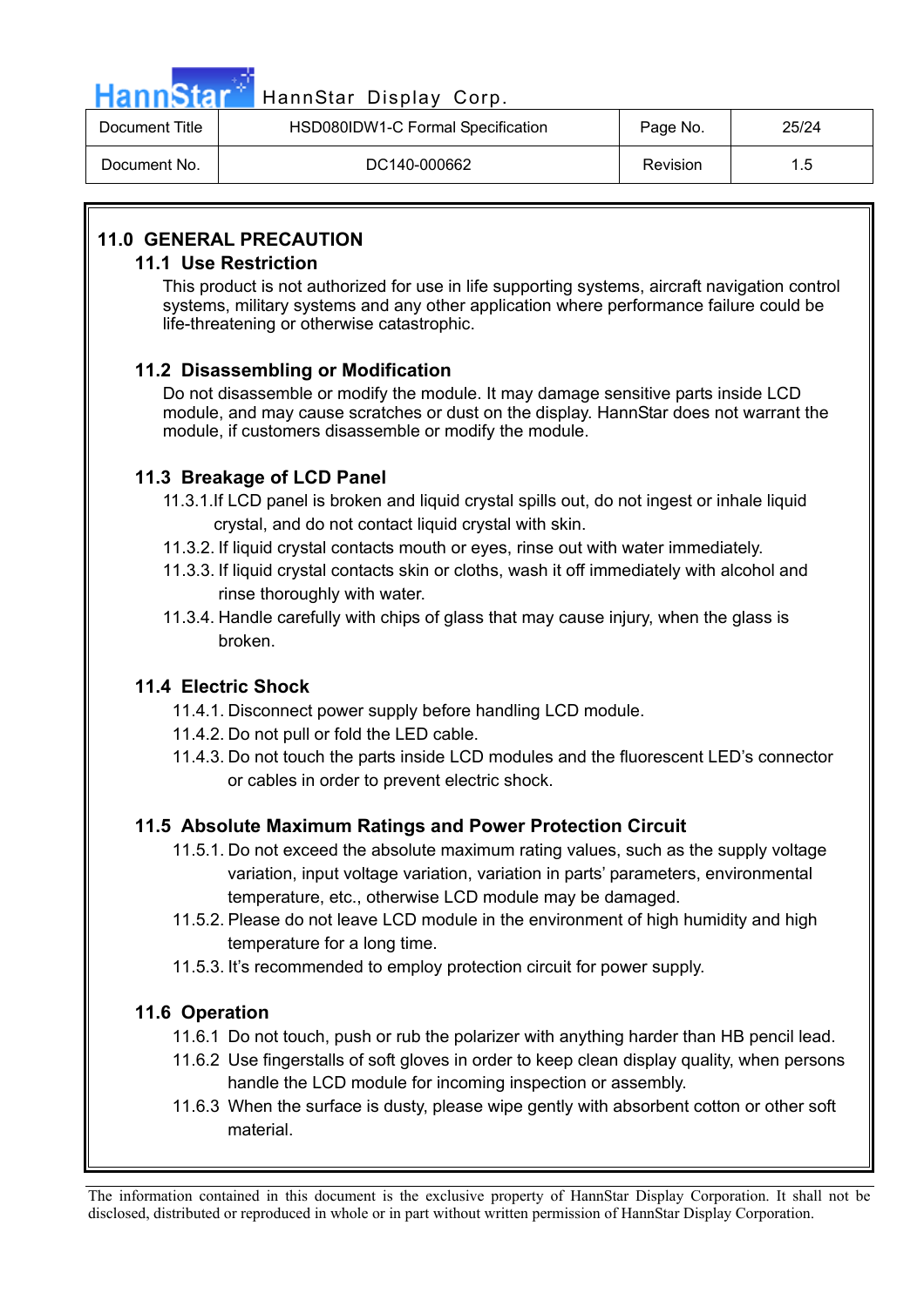## 11.0 GENERAL PRECAUTION

### 11.1 Use Restriction

This product is not authorized for use in life supporting systems, aircraft navigation control systems, military systems and any other application where performance failure could be life-threatening or otherwise catastrophic.

### 11.2 Disassembling or Modification

Do not disassemble or modify the module. It may damage sensitive parts inside LCD module, and may cause scratches or dust on the display. HannStar does not warrant the module, if customers disassemble or modify the module.

### 11.3 Breakage of LCD Panel

11.3.1.If LCD panel is broken and liquid crystal spills out, do not ingest or inhale liquid crystal, and do not contact liquid crystal with skin.

11.3.2. If liquid crystal contacts mouth or eyes, rinse out with water immediately.

11.3.3. If liquid crystal contacts skin or cloths, wash it off immediately with alcohol and rinse thoroughly with water.

11.3.4. Handle carefully with chips of glass that may cause injury, when the glass is broken.

### 11.4 Electric Shock

11.4.1. Disconnect power supply before handling LCD module.

11.4.2. Do not pull or fold the LED cable.

11.4.3. Do not touch the parts inside LCD modules and the fluorescent LED's connector or cables in order to prevent electric shock.

### 11.5 Absolute Maximum Ratings and Power Protection Circuit

11.5.1. Do not exceed the absolute maximum rating values, such as the supply voltage variation, input voltage variation, variation in parts' parameters, environmental temperature, etc., otherwise LCD module may be damaged.

11.5.2. Please do not leave LCD module in the environment of high humidity and high temperature for a long time.

11.5.3. It's recommended to employ protection circuit for power supply.

### 11.6 Operation

11.6.1 Do not touch, push or rub the polarizer with anything harder than HB pencil lead.

11.6.2 Use fingerstalls of soft gloves in order to keep clean display quality, when persons handle the LCD module for incoming inspection or assembly.

11.6.3 When the surface is dusty, please wipe gently with absorbent cotton or other soft material.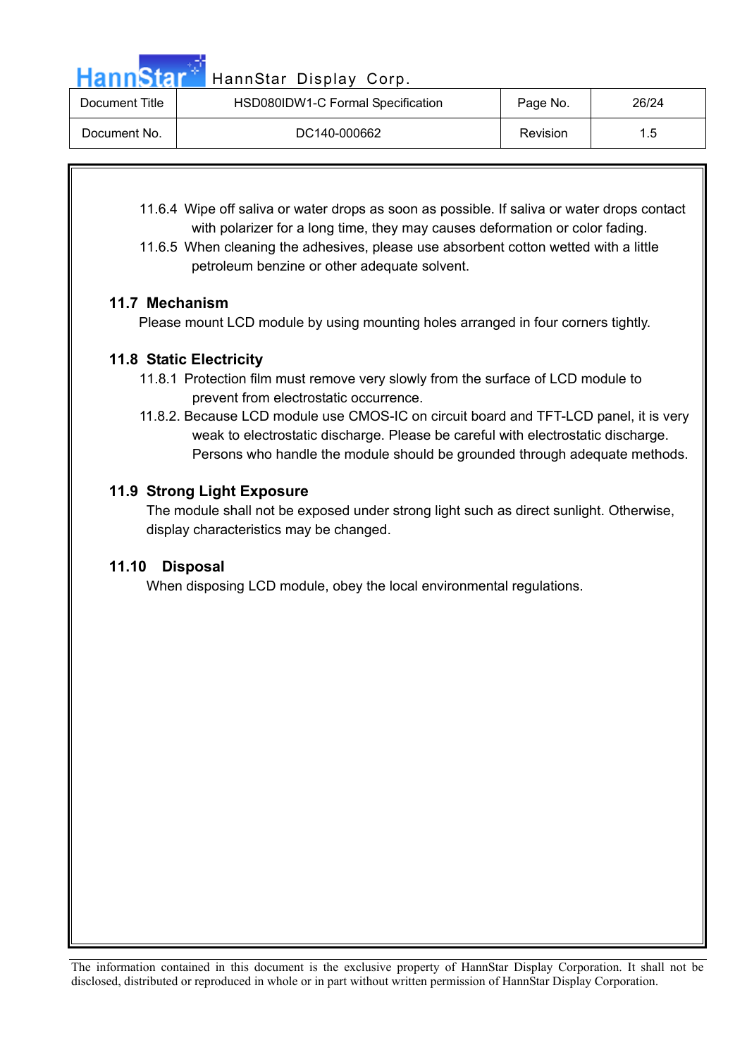11.6.4 Wipe off saliva or water drops as soon as possible. If saliva or water drops contact with polarizer for a long time, they may causes deformation or color fading.

11.6.5 When cleaning the adhesives, please use absorbent cotton wetted with a little petroleum benzine or other adequate solvent.

## 11.7 Mechanism

Please mount LCD module by using mounting holes arranged in four corners tightly.

## 11.8 Static Electricity

11.8.1 Protection film must remove very slowly from the surface of LCD module to prevent from electrostatic occurrence.

11.8.2. Because LCD module use CMOS-IC on circuit board and TFT-LCD panel, it is very weak to electrostatic discharge. Please be careful with electrostatic discharge. Persons who handle the module should be grounded through adequate methods.

## 11.9 Strong Light Exposure

The module shall not be exposed under strong light such as direct sunlight. Otherwise, display characteristics may be changed.

## 11.10 Disposal

When disposing LCD module, obey the local environmental regulations.